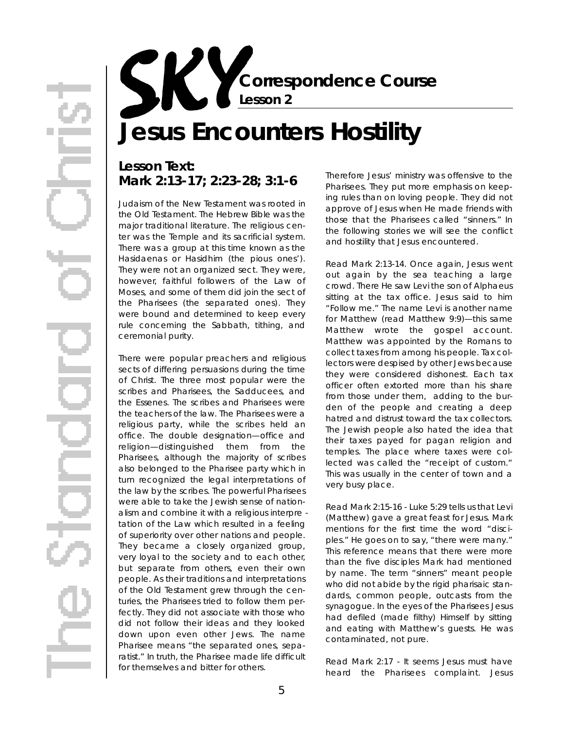# SKY Correspondence Course

**Lesson 2**

# Jesus Encounters Hostility

## Lesson Text: Mark 2:13-17; 2:23-28; 3:1-6

Judaism of the New Testament was rooted in the Old Testament. The Hebrew Bible was the major traditional literature. The religious center was the Temple and its sacrificial system. There was a group at this time known as the Hasidaenas or Hasidhim (the pious ones'). They were not an organized sect. They were, however, faithful followers of the Law of Moses, and some of them did join the sect of the Pharisees (the separated ones). They were bound and determined to keep every rule concerning the Sabbath, tithing, and ceremonial purity.

There were popular preachers and religious sects of differing persuasions during the time of Christ. The three most popular were the scribes and Pharisees, the Sadducees, and the Essenes. The scribes and Pharisees were the teachers of the law. The Pharisees were a religious party, while the scribes held an office. The double designation—office and religion—distinguished them from the Pharisees, although the majority of scribes also belonged to the Pharisee party which in turn recognized the legal interpretations of the law by the scribes. The powerful Pharisees were able to take the Jewish sense of nationalism and combine it with a religious interpretation of the Law which resulted in a feeling of superiority over other nations and people. They became a closely organized group, very loyal to the society and to each other, but separate from others, even their own people. As their traditions and interpretations of the Old Testament grew through the centuries, the Pharisees tried to follow them perfectly. They did not associate with those who did not follow their ideas and they looked down upon even other Jews. The name Pharisee means "the separated ones, separatist." In truth, the Pharisee made life difficult for themselves and bitter for others.

Therefore Jesus' ministry was offensive to the Pharisees. They put more emphasis on keeping rules than on loving people. They did not approve of Jesus when He made friends with those that the Pharisees called "sinners." In the following stories we will see the conflict and hostility that Jesus encountered.

Read Mark 2:13-14. Once again, Jesus went out again by the sea teaching a large crowd. There He saw Levi the son of Alphaeus sitting at the tax office. Jesus said to him "Follow me." The name Levi is another name for Matthew (read Matthew 9:9)—this same Matthew wrote the gospel account. Matthew was appointed by the Romans to collect taxes from among his people. Tax collectors were despised by other Jews because they were considered dishonest. Each tax officer often extorted more than his share from those under them, adding to the burden of the people and creating a deep hatred and distrust toward the tax collectors. The Jewish people also hated the idea that their taxes payed for pagan religion and temples. The place where taxes were collected was called the "receipt of custom." This was usually in the center of town and a very busy place.

Read Mark 2:15-16 - Luke 5:29 tells us that Levi (Matthew) gave a great feast for Jesus. Mark mentions for the first time the word "disciples." He goes on to say, "there were many." This reference means that there were more than the five disciples Mark had mentioned by name. The term "sinners" meant people who did not abide by the rigid pharisaic standards, common people, outcasts from the synagogue. In the eyes of the Pharisees Jesus had defiled (made filthy) Himself by sitting and eating with Matthew's guests. He was contaminated, not pure.

Read Mark 2:17 - It seems Jesus must have heard the Pharisees complaint. Jesus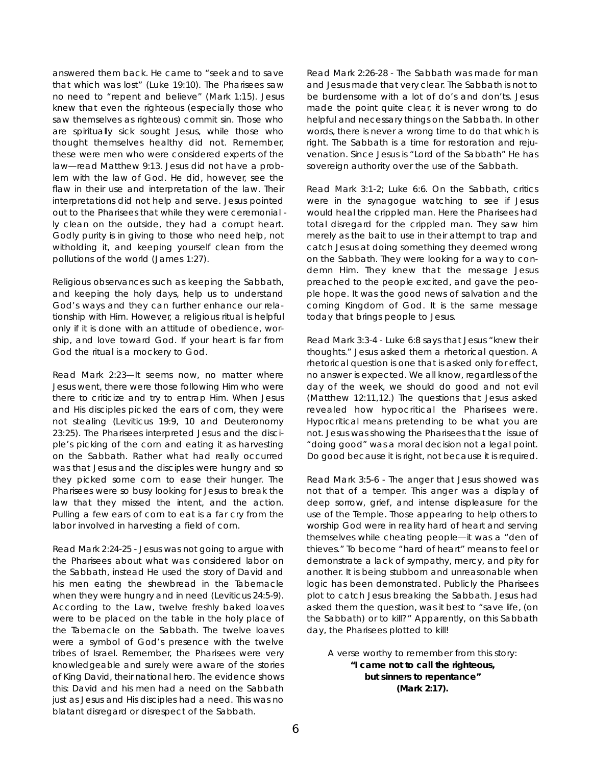answered them back. He came to "seek and to save that which was lost" (Luke 19:10). The Pharisees saw no need to "repent and believe" (Mark 1:15). Jesus knew that even the righteous (especially those who saw themselves as righteous) commit sin. Those who are spiritually sick sought Jesus, while those who thought themselves healthy did not. Remember, these were men who were considered experts of the law—read Matthew 9:13. Jesus did not have a problem with the law of God. He did, however, see the flaw in their use and interpretation of the law. Their interpretations did not help and serve. Jesus pointed out to the Pharisees that while they were ceremonially clean on the outside, they had a corrupt heart. Godly purity is in giving to those who need help, not witholding it, and keeping yourself clean from the pollutions of the world (James 1:27).

Religious observances such as keeping the Sabbath, and keeping the holy days, help us to understand God's ways and they can further enhance our relationship with Him. However, a religious ritual is helpful only if it is done with an attitude of obedience, worship, and love toward God. If your heart is far from God the ritual is a mockery to God.

Read Mark 2:23—It seems now, no matter where Jesus went, there were those following Him who were there to criticize and try to entrap Him. When Jesus and His disciples picked the ears of corn, they were not stealing (Leviticus 19:9, 10 and Deuteronomy 23:25). The Pharisees interpreted Jesus and the disciple's picking of the corn and eating it as harvesting on the Sabbath. Rather what had really occurred was that Jesus and the disciples were hungry and so they picked some corn to ease their hunger. The Pharisees were so busy looking for Jesus to break the law that they missed the intent, and the action. Pulling a few ears of corn to eat is a far cry from the labor involved in harvesting a field of corn.

Read Mark 2:24-25 - Jesus was not going to argue with the Pharisees about what was considered labor on the Sabbath, instead He used the story of David and his men eating the shewbread in the Tabernacle when they were hungry and in need (Leviticus 24:5-9). According to the Law, twelve freshly baked loaves were to be placed on the table in the holy place of the Tabernacle on the Sabbath. The twelve loaves were a symbol of God's presence with the twelve tribes of Israel. Remember, the Pharisees were very knowledgeable and surely were aware of the stories of King David, their national hero. The evidence shows this: David and his men had a need on the Sabbath just as Jesus and His disciples had a need. This was no blatant disregard or disrespect of the Sabbath.

Read Mark 2:26-28 - The Sabbath was made for man and Jesus made that very clear. The Sabbath is not to be burdensome with a lot of do's and don'ts. Jesus made the point quite clear, it is never wrong to do helpful and necessary things on the Sabbath. In other words, there is never a wrong time to do that which is right. The Sabbath is a time for restoration and rejuvenation. Since Jesus is "Lord of the Sabbath" He has sovereign authority over the use of the Sabbath.

Read Mark 3:1-2; Luke 6:6. On the Sabbath, critics were in the synagogue watching to see if Jesus would heal the crippled man. Here the Pharisees had total disregard for the crippled man. They saw him merely as the bait to use in their attempt to trap and catch Jesus at doing something they deemed wrong on the Sabbath. They were looking for a way to condemn Him. They knew that the message Jesus preached to the people excited, and gave the people hope. It was the good news of salvation and the coming Kingdom of God. It is the same message today that brings people to Jesus.

Read Mark 3:3-4 - Luke 6:8 says that Jesus "knew their thoughts." Jesus asked them a rhetorical question. A rhetorical question is one that is asked only for effect, no answer is expected. We all know, regardless of the day of the week, we should do good and not evil (Matthew 12:11,12.) The questions that Jesus asked revealed how hypocritical the Pharisees were. Hypocritical means pretending to be what you are not. Jesus was showing the Pharisees that the issue of "doing good" was a moral decision not a legal point. Do good because it is right, not because it is required.

Read Mark 3:5-6 - The anger that Jesus showed was not that of a temper. This anger was a display of deep sorrow, grief, and intense displeasure for the use of the Temple. Those appearing to help others to worship God were in reality hard of heart and serving themselves while cheating people—it was a "den of thieves." To become "hard of heart" means to feel or demonstrate a lack of sympathy, mercy, and pity for another. It is being stubborn and unreasonable when logic has been demonstrated. Publicly the Pharisees plot to catch Jesus breaking the Sabbath. Jesus had asked them the question, was it best to "save life, (on the Sabbath) or to kill?" Apparently, on this Sabbath day, the Pharisees plotted to kill!

A verse worthy to remember from this story:
**"I came not to call the righteous, but sinners to repentance" (Mark 2:17).**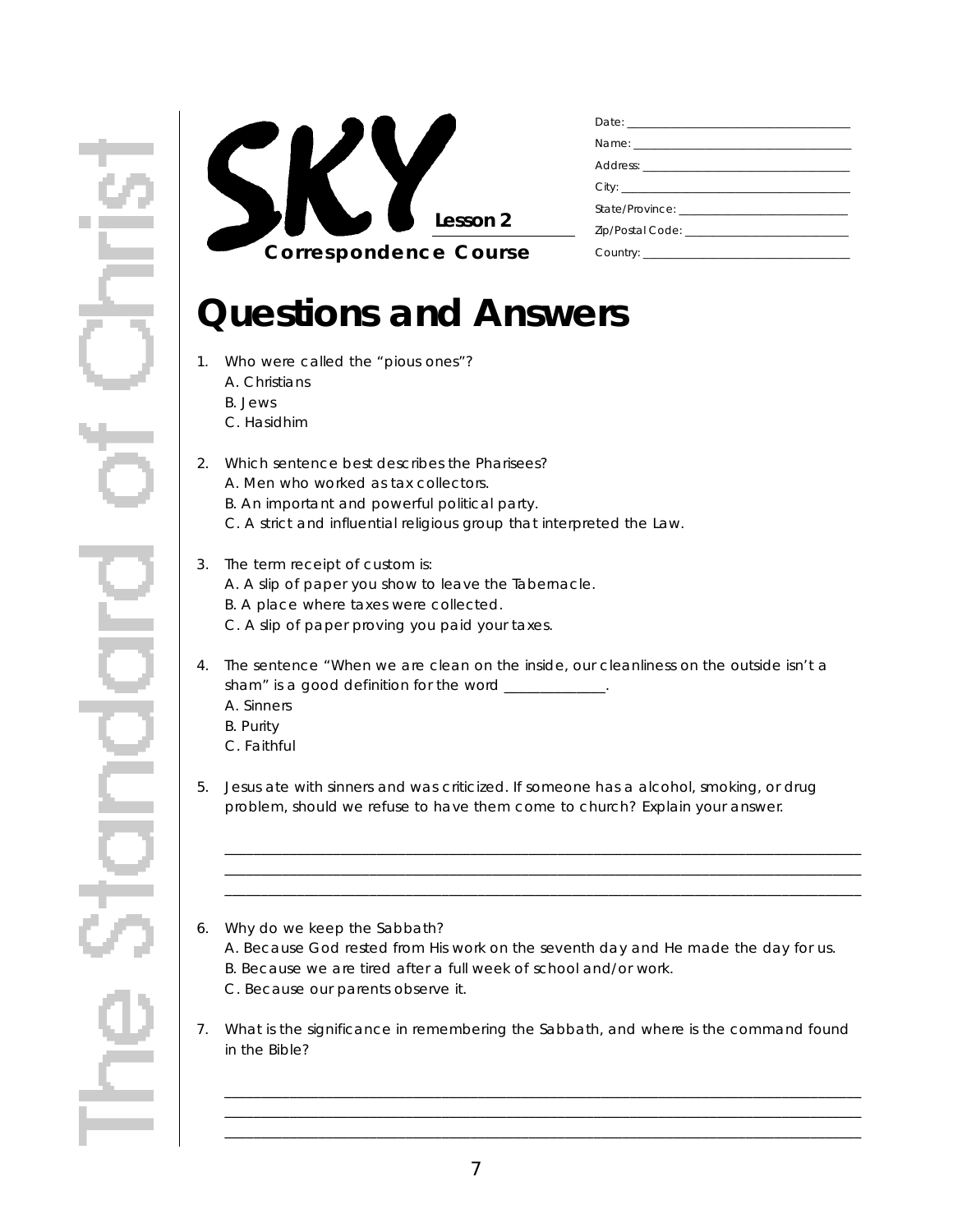The Standard of Christ

SKY Correspondence Course

Lesson 2

Date: ______________________________
Name: ______________________________
Address: ______________________________
City: ______________________________
State/Province: ______________________________
Zip/Postal Code: ______________________________
Country: ______________________________

# Questions and Answers

1. Who were called the "pious ones"?
   A. Christians
   B. Jews
   C. Hasidhim

2. Which sentence best describes the Pharisees?
   A. Men who worked as tax collectors.
   B. An important and powerful political party.
   C. A strict and influential religious group that interpreted the Law.

3. The term receipt of custom is:
   A. A slip of paper you show to leave the Tabernacle.
   B. A place where taxes were collected.
   C. A slip of paper proving you paid your taxes.

4. The sentence "When we are clean on the inside, our cleanliness on the outside isn't a sham" is a good definition for the word ______________.
   A. Sinners
   B. Purity
   C. Faithful

5. Jesus ate with sinners and was criticized. If someone has a alcohol, smoking, or drug problem, should we refuse to have them come to church? Explain your answer.

   ______________________________________________________________________________
   ______________________________________________________________________________
   ______________________________________________________________________________

6. Why do we keep the Sabbath?
   A. Because God rested from His work on the seventh day and He made the day for us.
   B. Because we are tired after a full week of school and/or work.
   C. Because our parents observe it.

7. What is the significance in remembering the Sabbath, and where is the command found in the Bible?

   ______________________________________________________________________________
   ______________________________________________________________________________
   ______________________________________________________________________________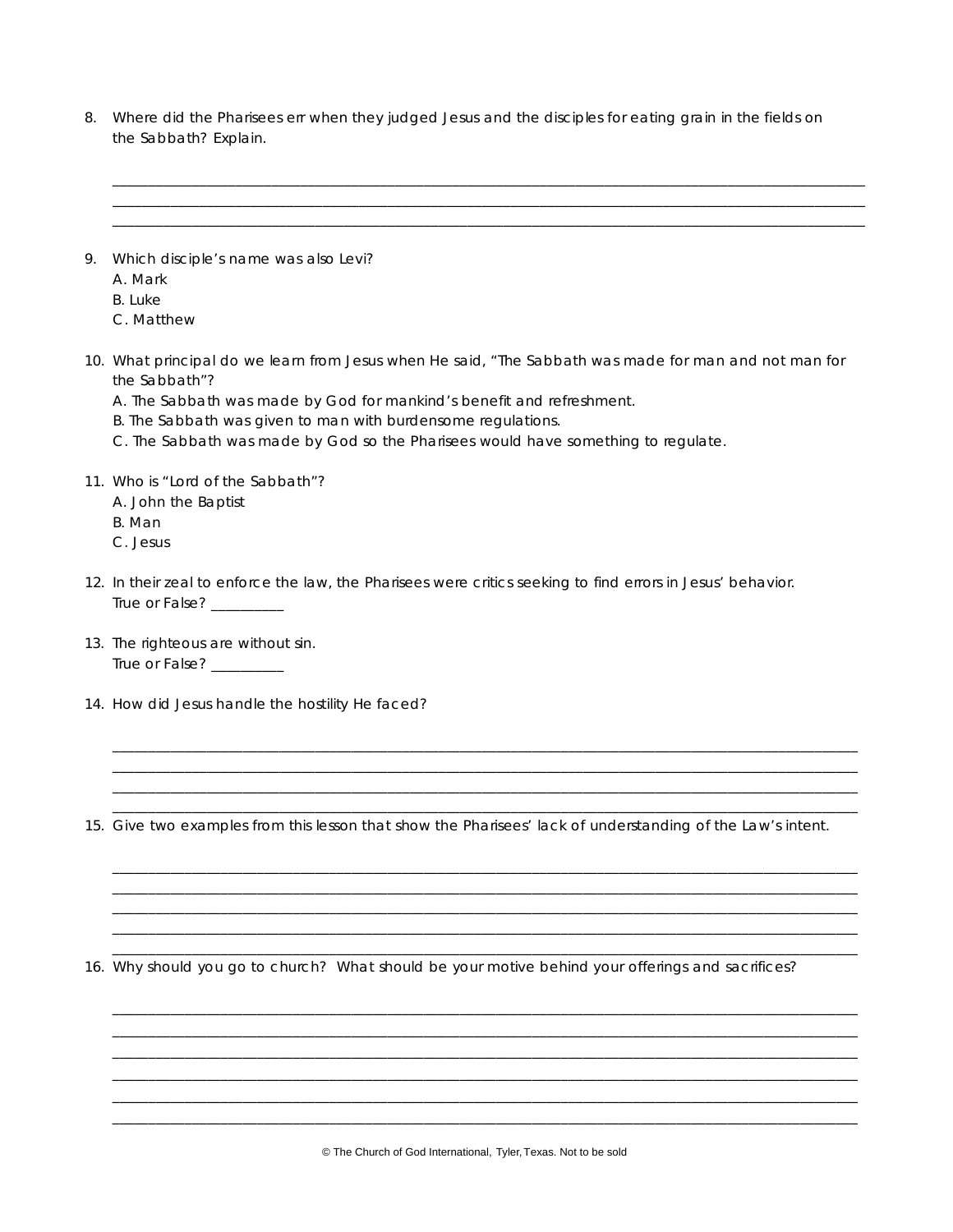8. Where did the Pharisees err when they judged Jesus and the disciples for eating grain in the fields on the Sabbath? Explain.

____________________________________________________________________________________________________
____________________________________________________________________________________________________
____________________________________________________________________________________________________

9. Which disciple's name was also Levi?
   A. Mark
   B. Luke
   C. Matthew

10. What principal do we learn from Jesus when He said, "The Sabbath was made for man and not man for the Sabbath"?
    A. The Sabbath was made by God for mankind's benefit and refreshment.
    B. The Sabbath was given to man with burdensome regulations.
    C. The Sabbath was made by God so the Pharisees would have something to regulate.

11. Who is "Lord of the Sabbath"?
    A. John the Baptist
    B. Man
    C. Jesus

12. In their zeal to enforce the law, the Pharisees were critics seeking to find errors in Jesus' behavior.
    True or False? __________

13. The righteous are without sin.
    True or False? __________

14. How did Jesus handle the hostility He faced?

____________________________________________________________________________________________________
____________________________________________________________________________________________________
____________________________________________________________________________________________________
____________________________________________________________________________________________________

15. Give two examples from this lesson that show the Pharisees' lack of understanding of the Law's intent.

____________________________________________________________________________________________________
____________________________________________________________________________________________________
____________________________________________________________________________________________________
____________________________________________________________________________________________________
____________________________________________________________________________________________________

16. Why should you go to church? What should be your motive behind your offerings and sacrifices?

____________________________________________________________________________________________________
____________________________________________________________________________________________________
____________________________________________________________________________________________________
____________________________________________________________________________________________________
____________________________________________________________________________________________________
____________________________________________________________________________________________________

© The Church of God International, Tyler, Texas. Not to be sold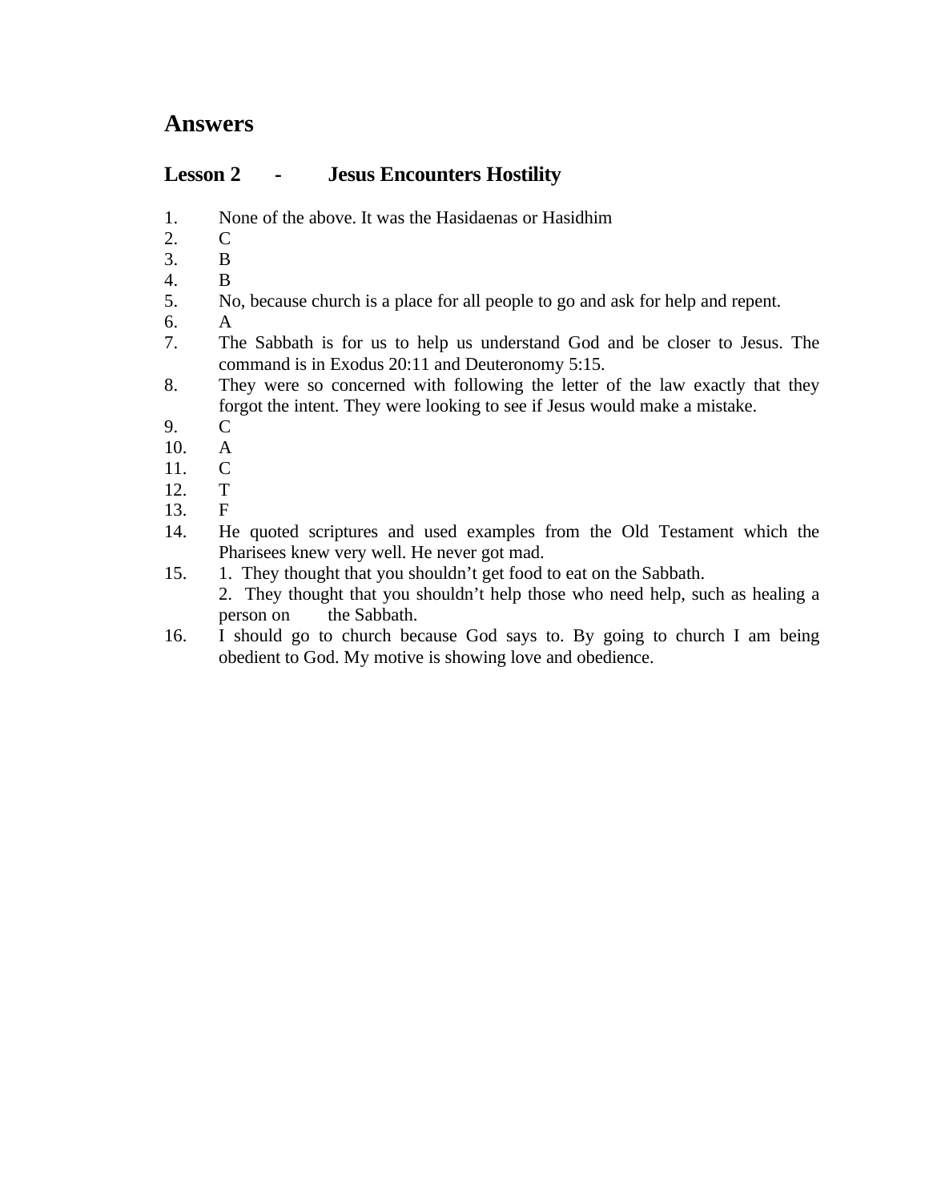# Answers

## Lesson 2 - Jesus Encounters Hostility

1. None of the above. It was the Hasidaenas or Hasidhim
2. C
3. B
4. B
5. No, because church is a place for all people to go and ask for help and repent.
6. A
7. The Sabbath is for us to help us understand God and be closer to Jesus. The command is in Exodus 20:11 and Deuteronomy 5:15.
8. They were so concerned with following the letter of the law exactly that they forgot the intent. They were looking to see if Jesus would make a mistake.
9. C
10. A
11. C
12. T
13. F
14. He quoted scriptures and used examples from the Old Testament which the Pharisees knew very well. He never got mad.
15. 1. They thought that you shouldn't get food to eat on the Sabbath.
    2. They thought that you shouldn't help those who need help, such as healing a person on the Sabbath.
16. I should go to church because God says to. By going to church I am being obedient to God. My motive is showing love and obedience.